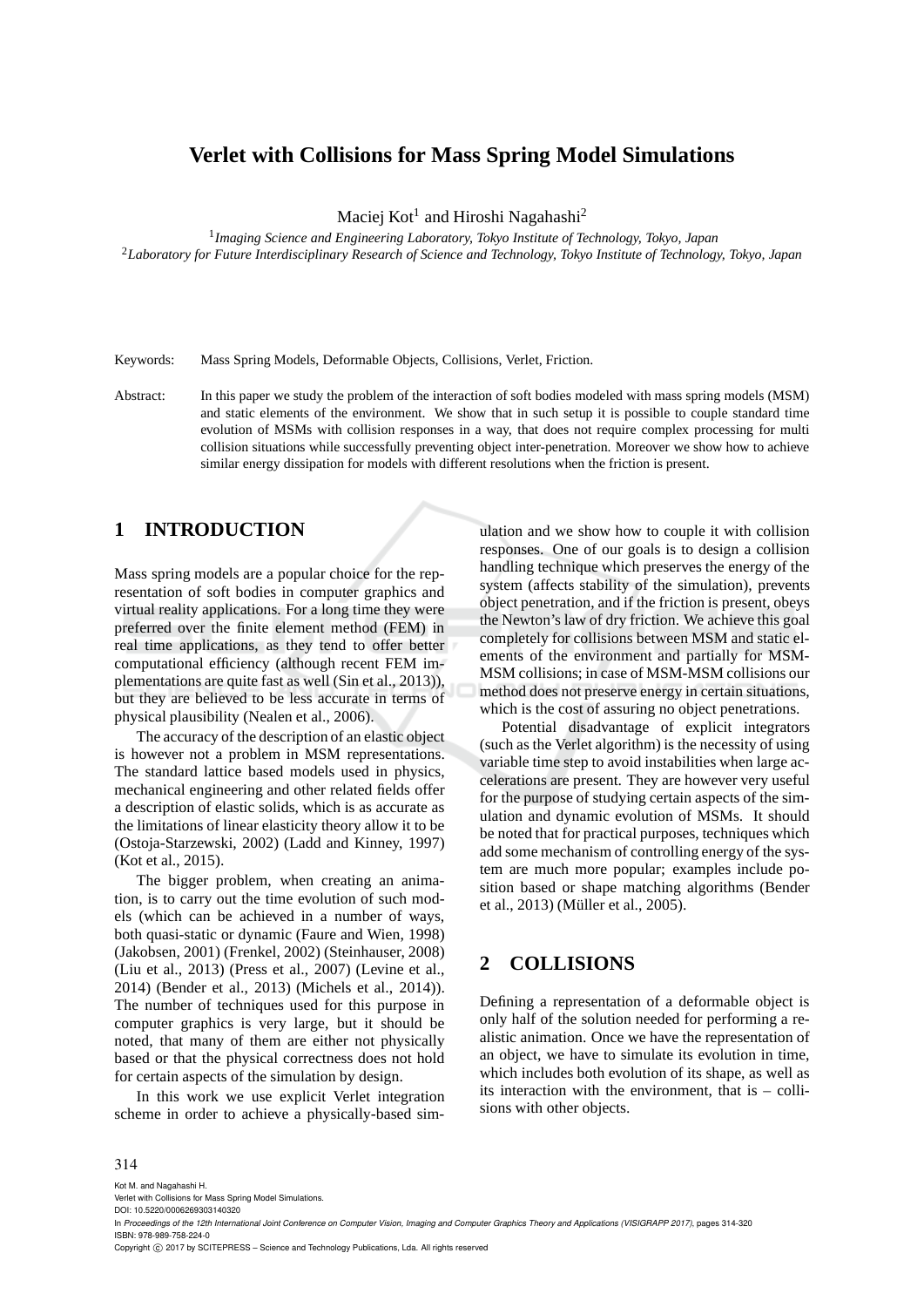# Verlet with Collisions for Mass Spring Model Simulations

Maciej Kot[1] and Hiroshi Nagahashi[2]

[1] *Imaging Science and Engineering Laboratory, Tokyo Institute of Technology, Tokyo, Japan*
[2] *Laboratory for Future Interdisciplinary Research of Science and Technology, Tokyo Institute of Technology, Tokyo, Japan*

Keywords: Mass Spring Models, Deformable Objects, Collisions, Verlet, Friction.

Abstract: In this paper we study the problem of the interaction of soft bodies modeled with mass spring models (MSM) and static elements of the environment. We show that in such setup it is possible to couple standard time evolution of MSMs with collision responses in a way, that does not require complex processing for multi collision situations while successfully preventing object inter-penetration. Moreover we show how to achieve similar energy dissipation for models with different resolutions when the friction is present.

## 1 INTRODUCTION

Mass spring models are a popular choice for the representation of soft bodies in computer graphics and virtual reality applications. For a long time they were preferred over the finite element method (FEM) in real time applications, as they tend to offer better computational efficiency (although recent FEM implementations are quite fast as well (Sin et al., 2013)), but they are believed to be less accurate in terms of physical plausibility (Nealen et al., 2006).

The accuracy of the description of an elastic object is however not a problem in MSM representations. The standard lattice based models used in physics, mechanical engineering and other related fields offer a description of elastic solids, which is as accurate as the limitations of linear elasticity theory allow it to be (Ostoja-Starzewski, 2002) (Ladd and Kinney, 1997) (Kot et al., 2015).

The bigger problem, when creating an animation, is to carry out the time evolution of such models (which can be achieved in a number of ways, both quasi-static or dynamic (Faure and Wien, 1998) (Jakobsen, 2001) (Frenkel, 2002) (Steinhauser, 2008) (Liu et al., 2013) (Press et al., 2007) (Levine et al., 2014) (Bender et al., 2013) (Michels et al., 2014)). The number of techniques used for this purpose in computer graphics is very large, but it should be noted, that many of them are either not physically based or that the physical correctness does not hold for certain aspects of the simulation by design.

In this work we use explicit Verlet integration scheme in order to achieve a physically-based simulation and we show how to couple it with collision responses. One of our goals is to design a collision handling technique which preserves the energy of the system (affects stability of the simulation), prevents object penetration, and if the friction is present, obeys the Newton's law of dry friction. We achieve this goal completely for collisions between MSM and static elements of the environment and partially for MSM-MSM collisions; in case of MSM-MSM collisions our method does not preserve energy in certain situations, which is the cost of assuring no object penetrations.

Potential disadvantage of explicit integrators (such as the Verlet algorithm) is the necessity of using variable time step to avoid instabilities when large accelerations are present. They are however very useful for the purpose of studying certain aspects of the simulation and dynamic evolution of MSMs. It should be noted that for practical purposes, techniques which add some mechanism of controlling energy of the system are much more popular; examples include position based or shape matching algorithms (Bender et al., 2013) (Müller et al., 2005).

## 2 COLLISIONS

Defining a representation of a deformable object is only half of the solution needed for performing a realistic animation. Once we have the representation of an object, we have to simulate its evolution in time, which includes both evolution of its shape, as well as its interaction with the environment, that is – collisions with other objects.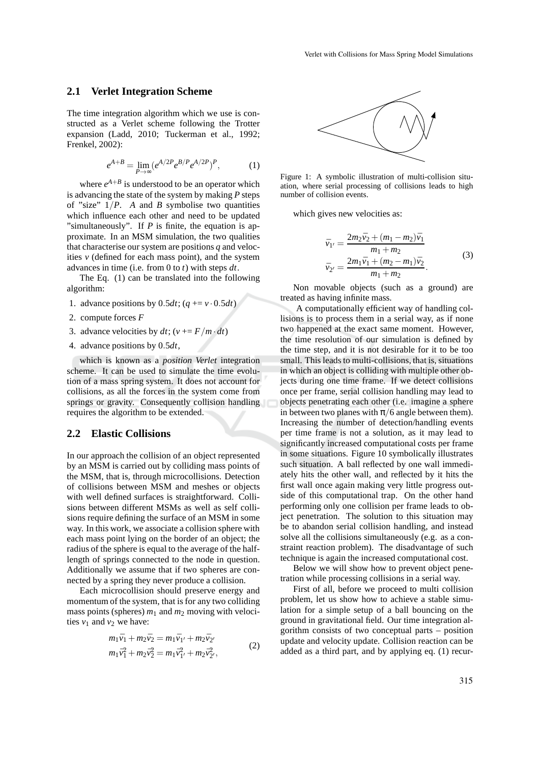## 2.1 Verlet Integration Scheme

The time integration algorithm which we use is constructed as a Verlet scheme following the Trotter expansion (Ladd, 2010; Tuckerman et al., 1992; Frenkel, 2002):

$$e^{A+B} = \lim_{P\to\infty} (e^{A/2P} e^{B/P} e^{A/2P})^P, \tag{1}$$

where $e^{A+B}$ is understood to be an operator which is advancing the state of the system by making $P$ steps of "size" $1/P$. $A$ and $B$ symbolise two quantities which influence each other and need to be updated "simultaneously". If $P$ is finite, the equation is approximate. In an MSM simulation, the two qualities that characterise our system are positions $q$ and velocities $v$ (defined for each mass point), and the system advances in time (i.e. from 0 to $t$) with steps $dt$.

The Eq. (1) can be translated into the following algorithm:

1. advance positions by $0.5dt$; ($q \mathrel{+}= v \cdot 0.5dt$)
2. compute forces $F$
3. advance velocities by $dt$; ($v \mathrel{+}= F/m \cdot dt$)
4. advance positions by $0.5dt$,

which is known as a *position Verlet* integration scheme. It can be used to simulate the time evolution of a mass spring system. It does not account for collisions, as all the forces in the system come from springs or gravity. Consequently collision handling requires the algorithm to be extended.

## 2.2 Elastic Collisions

In our approach the collision of an object represented by an MSM is carried out by colliding mass points of the MSM, that is, through microcollisions. Detection of collisions between MSM and meshes or objects with well defined surfaces is straightforward. Collisions between different MSMs as well as self collisions require defining the surface of an MSM in some way. In this work, we associate a collision sphere with each mass point lying on the border of an object; the radius of the sphere is equal to the average of the half-length of springs connected to the node in question. Additionally we assume that if two spheres are connected by a spring they never produce a collision.

Each microcollision should preserve energy and momentum of the system, that is for any two colliding mass points (spheres) $m_1$ and $m_2$ moving with velocities $v_1$ and $v_2$ we have:

$$\begin{aligned} m_1\bar{v}_1 + m_2\bar{v}_2 &= m_1\bar{v}_{1'} + m_2\bar{v}_{2'} \\ m_1\bar{v}_1^2 + m_2\bar{v}_2^2 &= m_1\bar{v}_{1'}^2 + m_2\bar{v}_{2'}^2, \end{aligned} \tag{2}$$

Figure 1: A symbolic illustration of multi-collision situation, where serial processing of collisions leads to high number of collision events.

which gives new velocities as:

$$\begin{aligned} \bar{v}_{1'} &= \frac{2m_2\bar{v}_2 + (m_1 - m_2)\bar{v}_1}{m_1 + m_2} \\ \bar{v}_{2'} &= \frac{2m_1\bar{v}_1 + (m_2 - m_1)\bar{v}_2}{m_1 + m_2}. \end{aligned} \tag{3}$$

Non movable objects (such as a ground) are treated as having infinite mass.

A computationally efficient way of handling collisions is to process them in a serial way, as if none two happened at the exact same moment. However, the time resolution of our simulation is defined by the time step, and it is not desirable for it to be too small. This leads to multi-collisions, that is, situations in which an object is colliding with multiple other objects during one time frame. If we detect collisions once per frame, serial collision handling may lead to objects penetrating each other (i.e. imagine a sphere in between two planes with $\pi/6$ angle between them). Increasing the number of detection/handling events per time frame is not a solution, as it may lead to significantly increased computational costs per frame in some situations. Figure 10 symbolically illustrates such situation. A ball reflected by one wall immediately hits the other wall, and reflected by it hits the first wall once again making very little progress outside of this computational trap. On the other hand performing only one collision per frame leads to object penetration. The solution to this situation may be to abandon serial collision handling, and instead solve all the collisions simultaneously (e.g. as a constraint reaction problem). The disadvantage of such technique is again the increased computational cost.

Below we will show how to prevent object penetration while processing collisions in a serial way.

First of all, before we proceed to multi collision problem, let us show how to achieve a stable simulation for a simple setup of a ball bouncing on the ground in gravitational field. Our time integration algorithm consists of two conceptual parts – position update and velocity update. Collision reaction can be added as a third part, and by applying eq. (1) recur-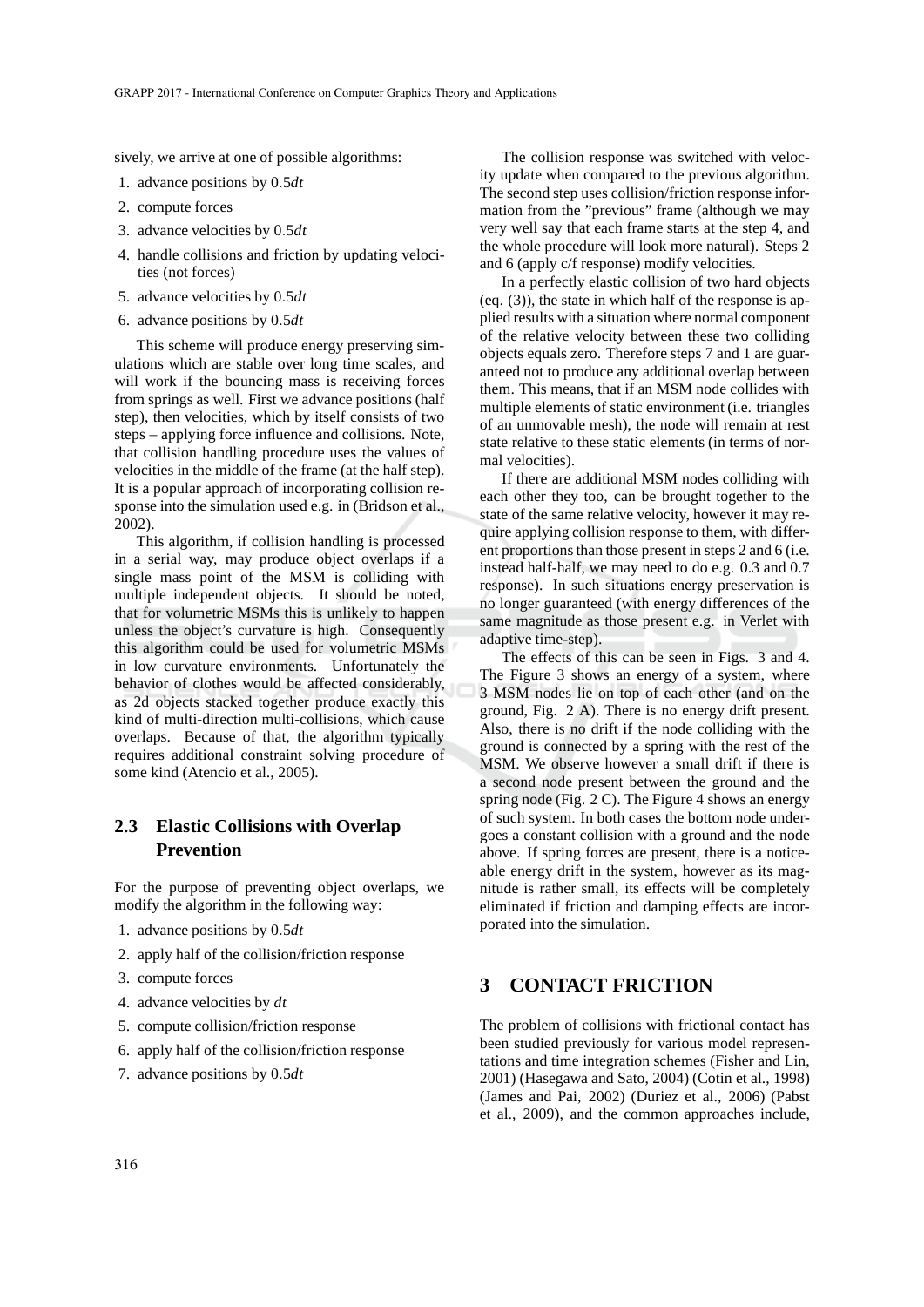sively, we arrive at one of possible algorithms:

1. advance positions by $0.5dt$
2. compute forces
3. advance velocities by $0.5dt$
4. handle collisions and friction by updating velocities (not forces)
5. advance velocities by $0.5dt$
6. advance positions by $0.5dt$

This scheme will produce energy preserving simulations which are stable over long time scales, and will work if the bouncing mass is receiving forces from springs as well. First we advance positions (half step), then velocities, which by itself consists of two steps – applying force influence and collisions. Note, that collision handling procedure uses the values of velocities in the middle of the frame (at the half step). It is a popular approach of incorporating collision response into the simulation used e.g. in (Bridson et al., 2002).

This algorithm, if collision handling is processed in a serial way, may produce object overlaps if a single mass point of the MSM is colliding with multiple independent objects. It should be noted, that for volumetric MSMs this is unlikely to happen unless the object's curvature is high. Consequently this algorithm could be used for volumetric MSMs in low curvature environments. Unfortunately the behavior of clothes would be affected considerably, as 2d objects stacked together produce exactly this kind of multi-direction multi-collisions, which cause overlaps. Because of that, the algorithm typically requires additional constraint solving procedure of some kind (Atencio et al., 2005).

### 2.3 Elastic Collisions with Overlap Prevention

For the purpose of preventing object overlaps, we modify the algorithm in the following way:

1. advance positions by $0.5dt$
2. apply half of the collision/friction response
3. compute forces
4. advance velocities by $dt$
5. compute collision/friction response
6. apply half of the collision/friction response
7. advance positions by $0.5dt$

The collision response was switched with velocity update when compared to the previous algorithm. The second step uses collision/friction response information from the "previous" frame (although we may very well say that each frame starts at the step 4, and the whole procedure will look more natural). Steps 2 and 6 (apply c/f response) modify velocities.

In a perfectly elastic collision of two hard objects (eq. (3)), the state in which half of the response is applied results with a situation where normal component of the relative velocity between these two colliding objects equals zero. Therefore steps 7 and 1 are guaranteed not to produce any additional overlap between them. This means, that if an MSM node collides with multiple elements of static environment (i.e. triangles of an unmovable mesh), the node will remain at rest state relative to these static elements (in terms of normal velocities).

If there are additional MSM nodes colliding with each other they too, can be brought together to the state of the same relative velocity, however it may require applying collision response to them, with different proportions than those present in steps 2 and 6 (i.e. instead half-half, we may need to do e.g. 0.3 and 0.7 response). In such situations energy preservation is no longer guaranteed (with energy differences of the same magnitude as those present e.g. in Verlet with adaptive time-step).

The effects of this can be seen in Figs. 3 and 4. The Figure 3 shows an energy of a system, where 3 MSM nodes lie on top of each other (and on the ground, Fig. 2 A). There is no energy drift present. Also, there is no drift if the node colliding with the ground is connected by a spring with the rest of the MSM. We observe however a small drift if there is a second node present between the ground and the spring node (Fig. 2 C). The Figure 4 shows an energy of such system. In both cases the bottom node undergoes a constant collision with a ground and the node above. If spring forces are present, there is a noticeable energy drift in the system, however as its magnitude is rather small, its effects will be completely eliminated if friction and damping effects are incorporated into the simulation.

## 3 CONTACT FRICTION

The problem of collisions with frictional contact has been studied previously for various model representations and time integration schemes (Fisher and Lin, 2001) (Hasegawa and Sato, 2004) (Cotin et al., 1998) (James and Pai, 2002) (Duriez et al., 2006) (Pabst et al., 2009), and the common approaches include,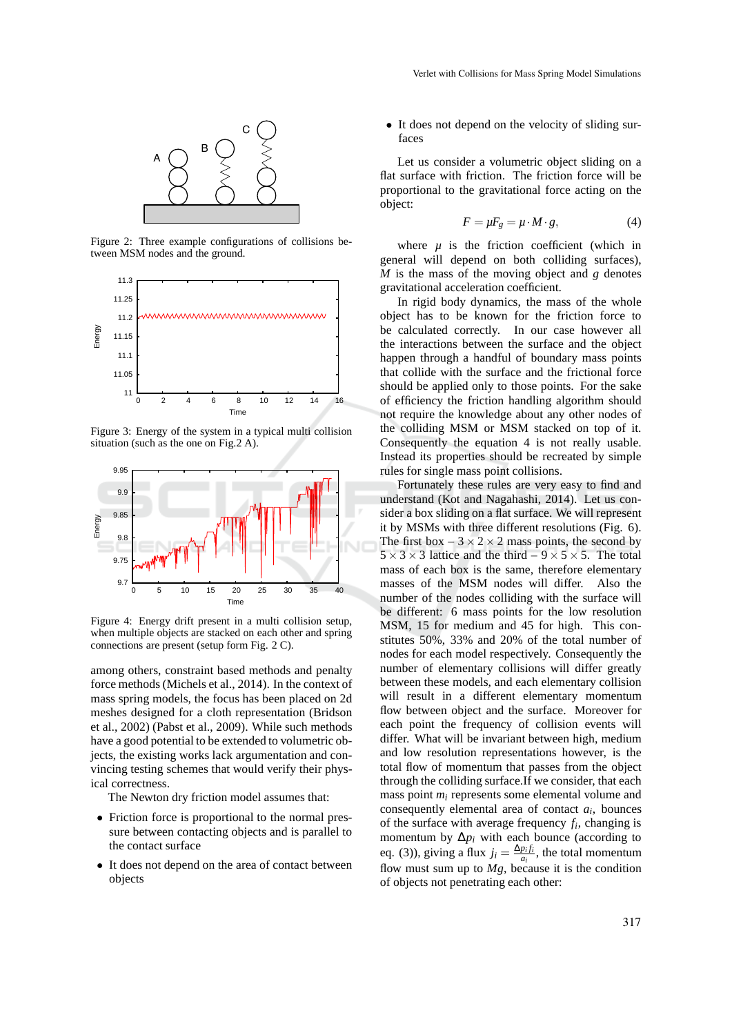Figure 2: Three example configurations of collisions between MSM nodes and the ground.

Figure 3: Energy of the system in a typical multi collision situation (such as the one on Fig.2 A).

Figure 4: Energy drift present in a multi collision setup, when multiple objects are stacked on each other and spring connections are present (setup form Fig. 2 C).

among others, constraint based methods and penalty force methods (Michels et al., 2014). In the context of mass spring models, the focus has been placed on 2d meshes designed for a cloth representation (Bridson et al., 2002) (Pabst et al., 2009). While such methods have a good potential to be extended to volumetric objects, the existing works lack argumentation and convincing testing schemes that would verify their physical correctness.

The Newton dry friction model assumes that:

- Friction force is proportional to the normal pressure between contacting objects and is parallel to the contact surface
- It does not depend on the area of contact between objects
- It does not depend on the velocity of sliding surfaces

Let us consider a volumetric object sliding on a flat surface with friction. The friction force will be proportional to the gravitational force acting on the object:

$$F = \mu F_g = \mu \cdot M \cdot g, \tag{4}$$

where $\mu$ is the friction coefficient (which in general will depend on both colliding surfaces), $M$ is the mass of the moving object and $g$ denotes gravitational acceleration coefficient.

In rigid body dynamics, the mass of the whole object has to be known for the friction force to be calculated correctly. In our case however all the interactions between the surface and the object happen through a handful of boundary mass points that collide with the surface and the frictional force should be applied only to those points. For the sake of efficiency the friction handling algorithm should not require the knowledge about any other nodes of the colliding MSM or MSM stacked on top of it. Consequently the equation 4 is not really usable. Instead its properties should be recreated by simple rules for single mass point collisions.

Fortunately these rules are very easy to find and understand (Kot and Nagahashi, 2014). Let us consider a box sliding on a flat surface. We will represent it by MSMs with three different resolutions (Fig. 6). The first box – $3\times2\times2$ mass points, the second by $5\times3\times3$ lattice and the third – $9\times5\times5$. The total mass of each box is the same, therefore elementary masses of the MSM nodes will differ. Also the number of the nodes colliding with the surface will be different: 6 mass points for the low resolution MSM, 15 for medium and 45 for high. This constitutes 50%, 33% and 20% of the total number of nodes for each model respectively. Consequently the number of elementary collisions will differ greatly between these models, and each elementary collision will result in a different elementary momentum flow between object and the surface. Moreover for each point the frequency of collision events will differ. What will be invariant between high, medium and low resolution representations however, is the total flow of momentum that passes from the object through the colliding surface.If we consider, that each mass point $m_i$ represents some elemental volume and consequently elemental area of contact $a_i$, bounces of the surface with average frequency $f_i$, changing is momentum by $\Delta p_i$ with each bounce (according to eq. (3)), giving a flux $j_i = \frac{\Delta p_i f_i}{a_i}$, the total momentum flow must sum up to $Mg$, because it is the condition of objects not penetrating each other: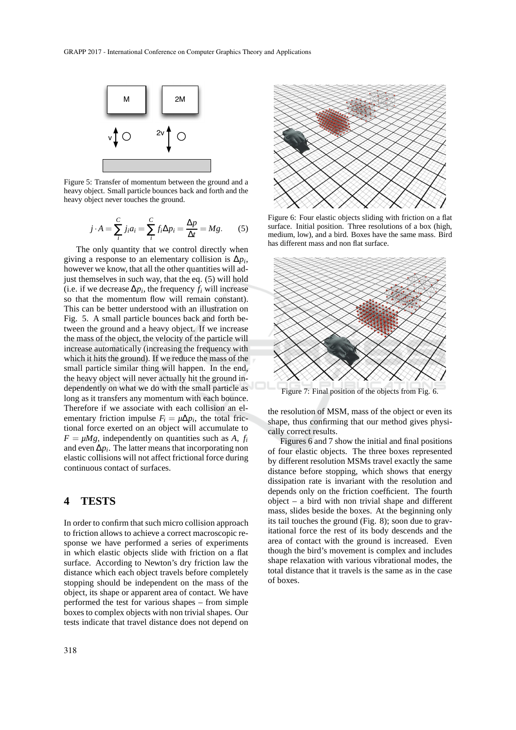Figure 5: Transfer of momentum between the ground and a heavy object. Small particle bounces back and forth and the heavy object never touches the ground.

$$j \cdot A = \sum_{i}^{C} j_i a_i = \sum_{i}^{C} f_i \Delta p_i = \frac{\Delta p}{\Delta t} = Mg. \quad (5)$$

The only quantity that we control directly when giving a response to an elementary collision is $\Delta p_i$, however we know, that all the other quantities will adjust themselves in such way, that the eq. (5) will hold (i.e. if we decrease $\Delta p_i$, the frequency $f_i$ will increase so that the momentum flow will remain constant). This can be better understood with an illustration on Fig. 5. A small particle bounces back and forth between the ground and a heavy object. If we increase the mass of the object, the velocity of the particle will increase automatically (increasing the frequency with which it hits the ground). If we reduce the mass of the small particle similar thing will happen. In the end, the heavy object will never actually hit the ground independently on what we do with the small particle as long as it transfers any momentum with each bounce. Therefore if we associate with each collision an elementary friction impulse $F_i = \mu \Delta p_i$, the total frictional force exerted on an object will accumulate to $F = \mu Mg$, independently on quantities such as $A$, $f_i$ and even $\Delta p_i$. The latter means that incorporating non elastic collisions will not affect frictional force during continuous contact of surfaces.

## 4 TESTS

In order to confirm that such micro collision approach to friction allows to achieve a correct macroscopic response we have performed a series of experiments in which elastic objects slide with friction on a flat surface. According to Newton's dry friction law the distance which each object travels before completely stopping should be independent on the mass of the object, its shape or apparent area of contact. We have performed the test for various shapes – from simple boxes to complex objects with non trivial shapes. Our tests indicate that travel distance does not depend on the resolution of MSM, mass of the object or even its shape, thus confirming that our method gives physically correct results.

Figure 6: Four elastic objects sliding with friction on a flat surface. Initial position. Three resolutions of a box (high, medium, low), and a bird. Boxes have the same mass. Bird has different mass and non flat surface.

Figure 7: Final position of the objects from Fig. 6.

Figures 6 and 7 show the initial and final positions of four elastic objects. The three boxes represented by different resolution MSMs travel exactly the same distance before stopping, which shows that energy dissipation rate is invariant with the resolution and depends only on the friction coefficient. The fourth object – a bird with non trivial shape and different mass, slides beside the boxes. At the beginning only its tail touches the ground (Fig. 8); soon due to gravitational force the rest of its body descends and the area of contact with the ground is increased. Even though the bird's movement is complex and includes shape relaxation with various vibrational modes, the total distance that it travels is the same as in the case of boxes.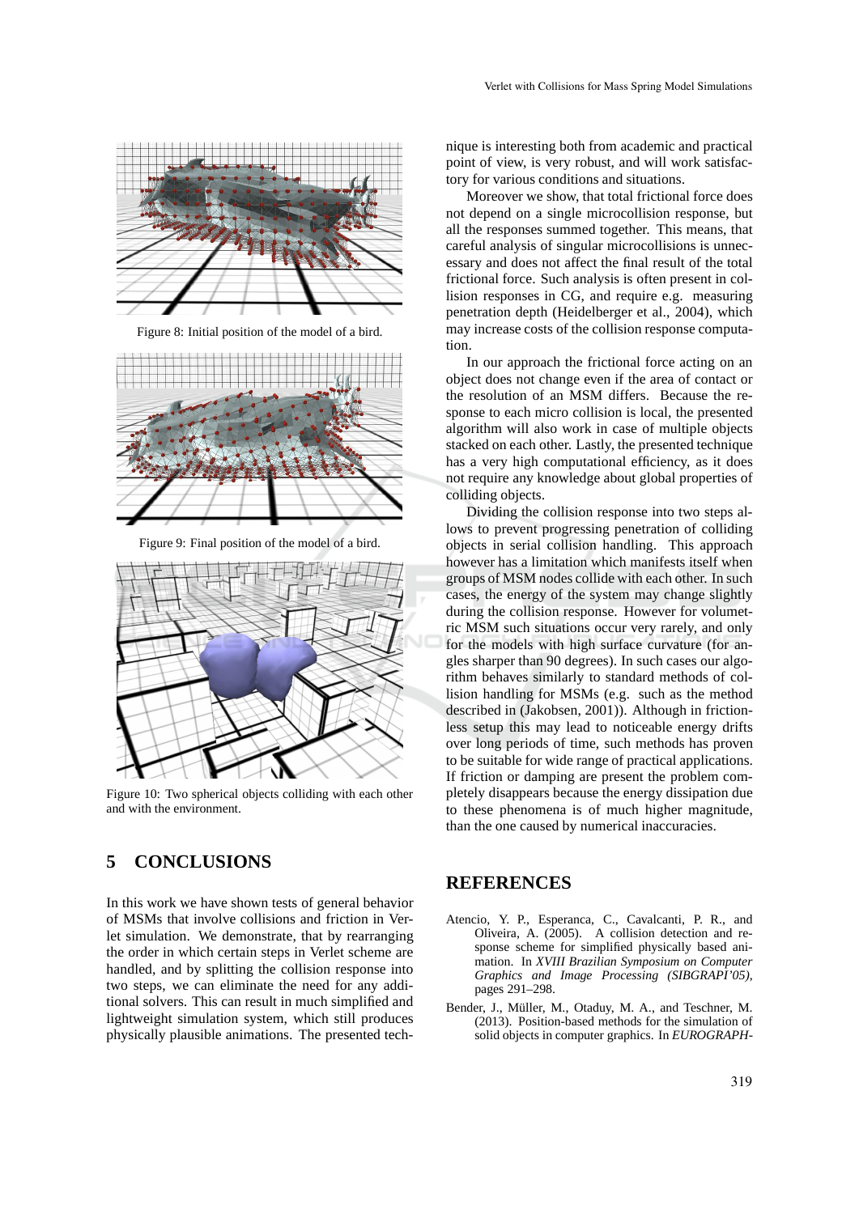Figure 8: Initial position of the model of a bird.

Figure 9: Final position of the model of a bird.

Figure 10: Two spherical objects colliding with each other and with the environment.

## 5 CONCLUSIONS

In this work we have shown tests of general behavior of MSMs that involve collisions and friction in Verlet simulation. We demonstrate, that by rearranging the order in which certain steps in Verlet scheme are handled, and by splitting the collision response into two steps, we can eliminate the need for any additional solvers. This can result in much simplified and lightweight simulation system, which still produces physically plausible animations. The presented technique is interesting both from academic and practical point of view, is very robust, and will work satisfactory for various conditions and situations.

Moreover we show, that total frictional force does not depend on a single microcollision response, but all the responses summed together. This means, that careful analysis of singular microcollisions is unnecessary and does not affect the final result of the total frictional force. Such analysis is often present in collision responses in CG, and require e.g. measuring penetration depth (Heidelberger et al., 2004), which may increase costs of the collision response computation.

In our approach the frictional force acting on an object does not change even if the area of contact or the resolution of an MSM differs. Because the response to each micro collision is local, the presented algorithm will also work in case of multiple objects stacked on each other. Lastly, the presented technique has a very high computational efficiency, as it does not require any knowledge about global properties of colliding objects.

Dividing the collision response into two steps allows to prevent progressing penetration of colliding objects in serial collision handling. This approach however has a limitation which manifests itself when groups of MSM nodes collide with each other. In such cases, the energy of the system may change slightly during the collision response. However for volumetric MSM such situations occur very rarely, and only for the models with high surface curvature (for angles sharper than 90 degrees). In such cases our algorithm behaves similarly to standard methods of collision handling for MSMs (e.g. such as the method described in (Jakobsen, 2001)). Although in frictionless setup this may lead to noticeable energy drifts over long periods of time, such methods has proven to be suitable for wide range of practical applications. If friction or damping are present the problem completely disappears because the energy dissipation due to these phenomena is of much higher magnitude, than the one caused by numerical inaccuracies.

## REFERENCES

Atencio, Y. P., Esperanca, C., Cavalcanti, P. R., and Oliveira, A. (2005). A collision detection and response scheme for simplified physically based animation. In *XVIII Brazilian Symposium on Computer Graphics and Image Processing (SIBGRAPI'05)*, pages 291–298.

Bender, J., Müller, M., Otaduy, M. A., and Teschner, M. (2013). Position-based methods for the simulation of solid objects in computer graphics. In *EUROGRAPH-*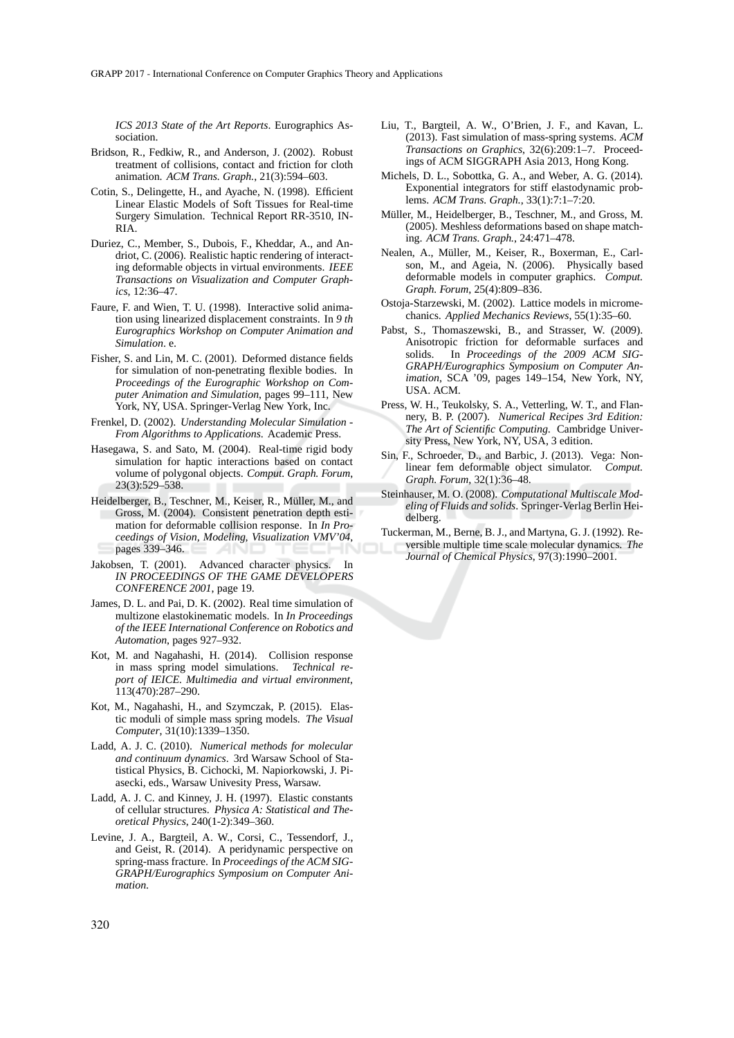*ICS 2013 State of the Art Reports*. Eurographics Association.

Bridson, R., Fedkiw, R., and Anderson, J. (2002). Robust treatment of collisions, contact and friction for cloth animation. *ACM Trans. Graph.*, 21(3):594–603.

Cotin, S., Delingette, H., and Ayache, N. (1998). Efficient Linear Elastic Models of Soft Tissues for Real-time Surgery Simulation. Technical Report RR-3510, INRIA.

Duriez, C., Member, S., Dubois, F., Kheddar, A., and Andriot, C. (2006). Realistic haptic rendering of interacting deformable objects in virtual environments. *IEEE Transactions on Visualization and Computer Graphics*, 12:36–47.

Faure, F. and Wien, T. U. (1998). Interactive solid animation using linearized displacement constraints. In *9 th Eurographics Workshop on Computer Animation and Simulation*. e.

Fisher, S. and Lin, M. C. (2001). Deformed distance fields for simulation of non-penetrating flexible bodies. In *Proceedings of the Eurographic Workshop on Computer Animation and Simulation*, pages 99–111, New York, NY, USA. Springer-Verlag New York, Inc.

Frenkel, D. (2002). *Understanding Molecular Simulation - From Algorithms to Applications*. Academic Press.

Hasegawa, S. and Sato, M. (2004). Real-time rigid body simulation for haptic interactions based on contact volume of polygonal objects. *Comput. Graph. Forum*, 23(3):529–538.

Heidelberger, B., Teschner, M., Keiser, R., Müller, M., and Gross, M. (2004). Consistent penetration depth estimation for deformable collision response. In *In Proceedings of Vision, Modeling, Visualization VMV'04*, pages 339–346.

Jakobsen, T. (2001). Advanced character physics. In *IN PROCEEDINGS OF THE GAME DEVELOPERS CONFERENCE 2001*, page 19.

James, D. L. and Pai, D. K. (2002). Real time simulation of multizone elastokinematic models. In *In Proceedings of the IEEE International Conference on Robotics and Automation*, pages 927–932.

Kot, M. and Nagahashi, H. (2014). Collision response in mass spring model simulations. *Technical report of IEICE. Multimedia and virtual environment*, 113(470):287–290.

Kot, M., Nagahashi, H., and Szymczak, P. (2015). Elastic moduli of simple mass spring models. *The Visual Computer*, 31(10):1339–1350.

Ladd, A. J. C. (2010). *Numerical methods for molecular and continuum dynamics*. 3rd Warsaw School of Statistical Physics, B. Cichocki, M. Napiorkowski, J. Piasecki, eds., Warsaw Univesity Press, Warsaw.

Ladd, A. J. C. and Kinney, J. H. (1997). Elastic constants of cellular structures. *Physica A: Statistical and Theoretical Physics*, 240(1-2):349–360.

Levine, J. A., Bargteil, A. W., Corsi, C., Tessendorf, J., and Geist, R. (2014). A peridynamic perspective on spring-mass fracture. In *Proceedings of the ACM SIGGRAPH/Eurographics Symposium on Computer Animation*.

Liu, T., Bargteil, A. W., O'Brien, J. F., and Kavan, L. (2013). Fast simulation of mass-spring systems. *ACM Transactions on Graphics*, 32(6):209:1–7. Proceedings of ACM SIGGRAPH Asia 2013, Hong Kong.

Michels, D. L., Sobottka, G. A., and Weber, A. G. (2014). Exponential integrators for stiff elastodynamic problems. *ACM Trans. Graph.*, 33(1):7:1–7:20.

Müller, M., Heidelberger, B., Teschner, M., and Gross, M. (2005). Meshless deformations based on shape matching. *ACM Trans. Graph.*, 24:471–478.

Nealen, A., Müller, M., Keiser, R., Boxerman, E., Carlson, M., and Ageia, N. (2006). Physically based deformable models in computer graphics. *Comput. Graph. Forum*, 25(4):809–836.

Ostoja-Starzewski, M. (2002). Lattice models in micromechanics. *Applied Mechanics Reviews*, 55(1):35–60.

Pabst, S., Thomaszewski, B., and Strasser, W. (2009). Anisotropic friction for deformable surfaces and solids. In *Proceedings of the 2009 ACM SIGGRAPH/Eurographics Symposium on Computer Animation*, SCA '09, pages 149–154, New York, NY, USA. ACM.

Press, W. H., Teukolsky, S. A., Vetterling, W. T., and Flannery, B. P. (2007). *Numerical Recipes 3rd Edition: The Art of Scientific Computing*. Cambridge University Press, New York, NY, USA, 3 edition.

Sin, F., Schroeder, D., and Barbic, J. (2013). Vega: Nonlinear fem deformable object simulator. *Comput. Graph. Forum*, 32(1):36–48.

Steinhauser, M. O. (2008). *Computational Multiscale Modeling of Fluids and solids*. Springer-Verlag Berlin Heidelberg.

Tuckerman, M., Berne, B. J., and Martyna, G. J. (1992). Reversible multiple time scale molecular dynamics. *The Journal of Chemical Physics*, 97(3):1990–2001.